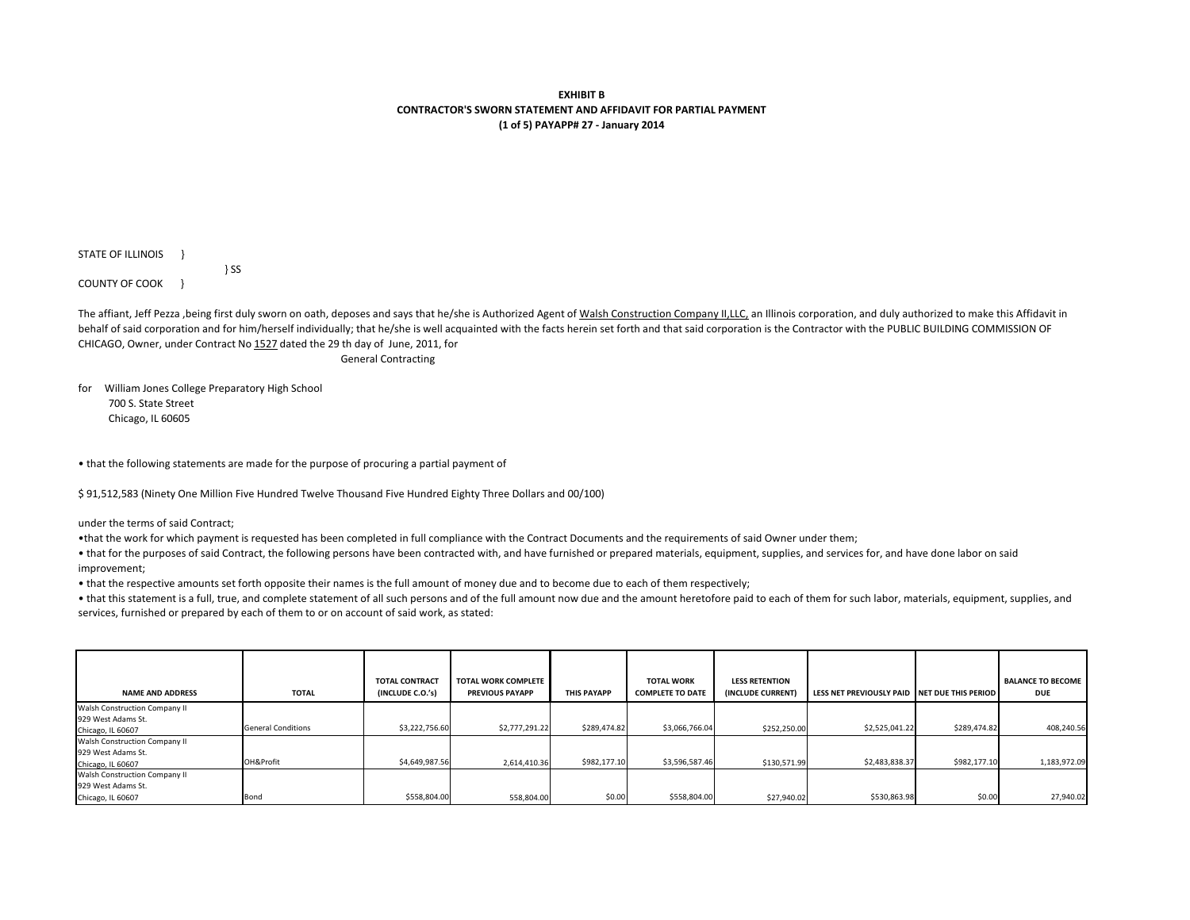**EXHIBIT B**
**CONTRACTOR'S SWORN STATEMENT AND AFFIDAVIT FOR PARTIAL PAYMENT**
**(1 of 5) PAYAPP# 27 - January 2014**

STATE OF ILLINOIS }
} SS
COUNTY OF COOK }

The affiant, Jeff Pezza ,being first duly sworn on oath, deposes and says that he/she is Authorized Agent of Walsh Construction Company II,LLC, an Illinois corporation, and duly authorized to make this Affidavit in behalf of said corporation and for him/herself individually; that he/she is well acquainted with the facts herein set forth and that said corporation is the Contractor with the PUBLIC BUILDING COMMISSION OF CHICAGO, Owner, under Contract No 1527 dated the 29 th day of June, 2011, for

General Contracting

for William Jones College Preparatory High School
700 S. State Street
Chicago, IL 60605

• that the following statements are made for the purpose of procuring a partial payment of

$ 91,512,583 (Ninety One Million Five Hundred Twelve Thousand Five Hundred Eighty Three Dollars and 00/100)

under the terms of said Contract;

•that the work for which payment is requested has been completed in full compliance with the Contract Documents and the requirements of said Owner under them;

• that for the purposes of said Contract, the following persons have been contracted with, and have furnished or prepared materials, equipment, supplies, and services for, and have done labor on said improvement;

• that the respective amounts set forth opposite their names is the full amount of money due and to become due to each of them respectively;

• that this statement is a full, true, and complete statement of all such persons and of the full amount now due and the amount heretofore paid to each of them for such labor, materials, equipment, supplies, and services, furnished or prepared by each of them to or on account of said work, as stated:

| NAME AND ADDRESS | TOTAL | TOTAL CONTRACT (INCLUDE C.O.'s) | TOTAL WORK COMPLETE PREVIOUS PAYAPP | THIS PAYAPP | TOTAL WORK COMPLETE TO DATE | LESS RETENTION (INCLUDE CURRENT) | LESS NET PREVIOUSLY PAID | NET DUE THIS PERIOD | BALANCE TO BECOME DUE |
|---|---|---|---|---|---|---|---|---|---|
| Walsh Construction Company II<br>929 West Adams St.<br>Chicago, IL 60607 | General Conditions | $3,222,756.60 | $2,777,291.22 | $289,474.82 | $3,066,766.04 | $252,250.00 | $2,525,041.22 | $289,474.82 | 408,240.56 |
| Walsh Construction Company II<br>929 West Adams St.<br>Chicago, IL 60607 | OH&Profit | $4,649,987.56 | 2,614,410.36 | $982,177.10 | $3,596,587.46 | $130,571.99 | $2,483,838.37 | $982,177.10 | 1,183,972.09 |
| Walsh Construction Company II<br>929 West Adams St.<br>Chicago, IL 60607 | Bond | $558,804.00 | 558,804.00 | $0.00 | $558,804.00 | $27,940.02 | $530,863.98 | $0.00 | 27,940.02 |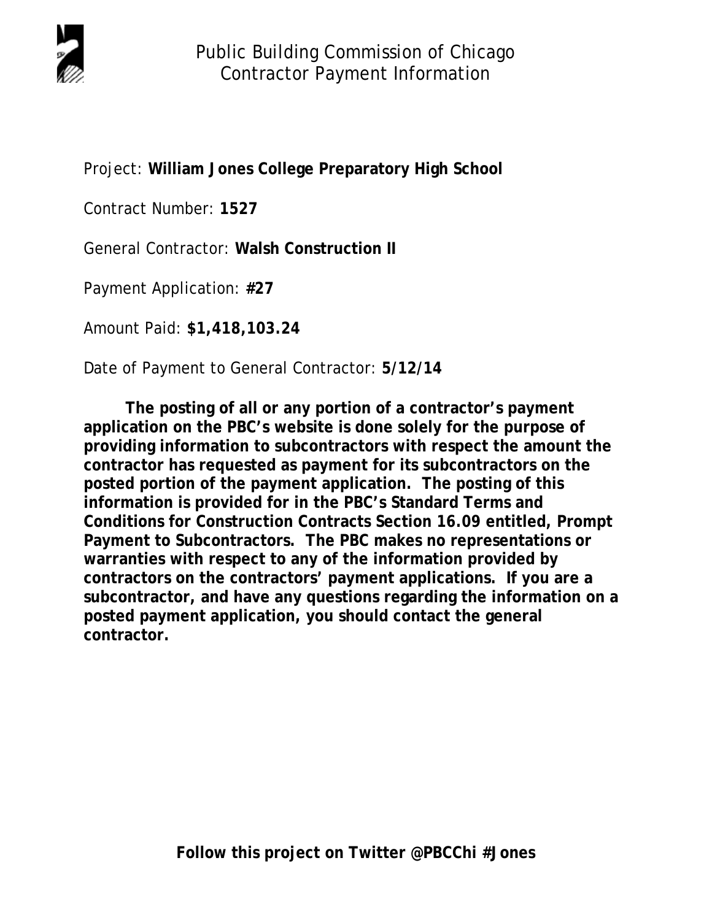# Public Building Commission of Chicago
## Contractor Payment Information

Project: **William Jones College Preparatory High School**

Contract Number: **1527**

General Contractor: **Walsh Construction II**

Payment Application: **#27**

Amount Paid: **$1,418,103.24**

Date of Payment to General Contractor: **5/12/14**

**The posting of all or any portion of a contractor's payment application on the PBC's website is done solely for the purpose of providing information to subcontractors with respect the amount the contractor has requested as payment for its subcontractors on the posted portion of the payment application. The posting of this information is provided for in the PBC's Standard Terms and Conditions for Construction Contracts Section 16.09 entitled, Prompt Payment to Subcontractors. The PBC makes no representations or warranties with respect to any of the information provided by contractors on the contractors' payment applications. If you are a subcontractor, and have any questions regarding the information on a posted payment application, you should contact the general contractor.**

**Follow this project on Twitter @PBCChi #Jones**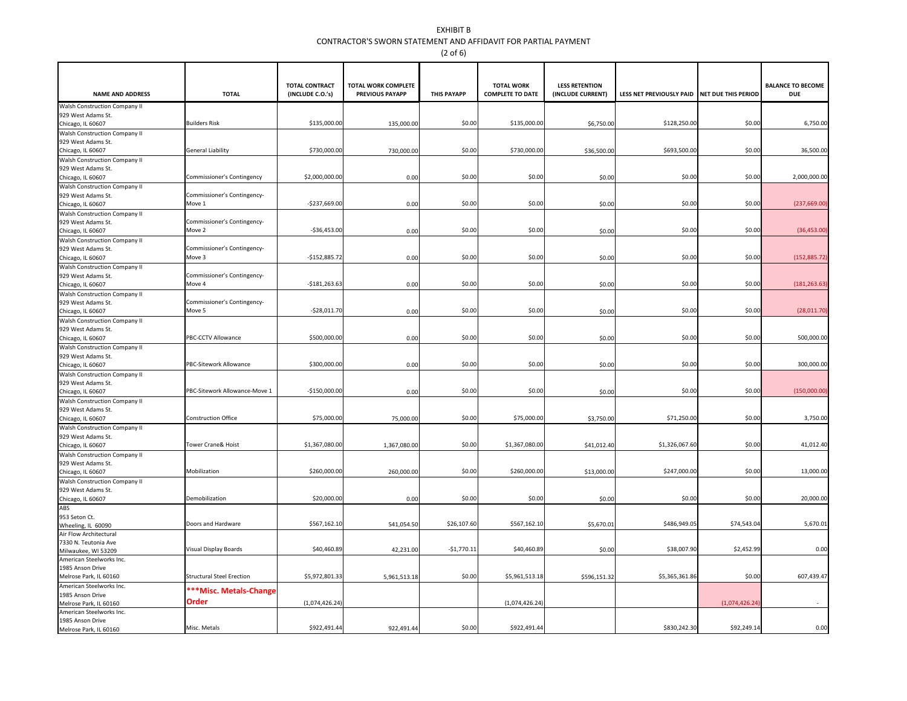EXHIBIT B

CONTRACTOR'S SWORN STATEMENT AND AFFIDAVIT FOR PARTIAL PAYMENT

(2 of 6)

| NAME AND ADDRESS | TOTAL | TOTAL CONTRACT (INCLUDE C.O.'s) | TOTAL WORK COMPLETE PREVIOUS PAYAPP | THIS PAYAPP | TOTAL WORK COMPLETE TO DATE | LESS RETENTION (INCLUDE CURRENT) | LESS NET PREVIOUSLY PAID | NET DUE THIS PERIOD | BALANCE TO BECOME DUE |
|---|---|---|---|---|---|---|---|---|---|
| Walsh Construction Company II 929 West Adams St. Chicago, IL 60607 | Builders Risk | $135,000.00 | 135,000.00 | $0.00 | $135,000.00 | $6,750.00 | $128,250.00 | $0.00 | 6,750.00 |
| Walsh Construction Company II 929 West Adams St. Chicago, IL 60607 | General Liability | $730,000.00 | 730,000.00 | $0.00 | $730,000.00 | $36,500.00 | $693,500.00 | $0.00 | 36,500.00 |
| Walsh Construction Company II 929 West Adams St. Chicago, IL 60607 | Commissioner's Contingency | $2,000,000.00 | 0.00 | $0.00 | $0.00 | $0.00 | $0.00 | $0.00 | 2,000,000.00 |
| Walsh Construction Company II 929 West Adams St. Chicago, IL 60607 | Commissioner's Contingency-Move 1 | -$237,669.00 | 0.00 | $0.00 | $0.00 | $0.00 | $0.00 | $0.00 | (237,669.00) |
| Walsh Construction Company II 929 West Adams St. Chicago, IL 60607 | Commissioner's Contingency-Move 2 | -$36,453.00 | 0.00 | $0.00 | $0.00 | $0.00 | $0.00 | $0.00 | (36,453.00) |
| Walsh Construction Company II 929 West Adams St. Chicago, IL 60607 | Commissioner's Contingency-Move 3 | -$152,885.72 | 0.00 | $0.00 | $0.00 | $0.00 | $0.00 | $0.00 | (152,885.72) |
| Walsh Construction Company II 929 West Adams St. Chicago, IL 60607 | Commissioner's Contingency-Move 4 | -$181,263.63 | 0.00 | $0.00 | $0.00 | $0.00 | $0.00 | $0.00 | (181,263.63) |
| Walsh Construction Company II 929 West Adams St. Chicago, IL 60607 | Commissioner's Contingency-Move 5 | -$28,011.70 | 0.00 | $0.00 | $0.00 | $0.00 | $0.00 | $0.00 | (28,011.70) |
| Walsh Construction Company II 929 West Adams St. Chicago, IL 60607 | PBC-CCTV Allowance | $500,000.00 | 0.00 | $0.00 | $0.00 | $0.00 | $0.00 | $0.00 | 500,000.00 |
| Walsh Construction Company II 929 West Adams St. Chicago, IL 60607 | PBC-Sitework Allowance | $300,000.00 | 0.00 | $0.00 | $0.00 | $0.00 | $0.00 | $0.00 | 300,000.00 |
| Walsh Construction Company II 929 West Adams St. Chicago, IL 60607 | PBC-Sitework Allowance-Move 1 | -$150,000.00 | 0.00 | $0.00 | $0.00 | $0.00 | $0.00 | $0.00 | (150,000.00) |
| Walsh Construction Company II 929 West Adams St. Chicago, IL 60607 | Construction Office | $75,000.00 | 75,000.00 | $0.00 | $75,000.00 | $3,750.00 | $71,250.00 | $0.00 | 3,750.00 |
| Walsh Construction Company II 929 West Adams St. Chicago, IL 60607 | Tower Crane& Hoist | $1,367,080.00 | 1,367,080.00 | $0.00 | $1,367,080.00 | $41,012.40 | $1,326,067.60 | $0.00 | 41,012.40 |
| Walsh Construction Company II 929 West Adams St. Chicago, IL 60607 | Mobilization | $260,000.00 | 260,000.00 | $0.00 | $260,000.00 | $13,000.00 | $247,000.00 | $0.00 | 13,000.00 |
| Walsh Construction Company II 929 West Adams St. Chicago, IL 60607 | Demobilization | $20,000.00 | 0.00 | $0.00 | $0.00 | $0.00 | $0.00 | $0.00 | 20,000.00 |
| ABS 953 Seton Ct. Wheeling, IL 60090 | Doors and Hardware | $567,162.10 | 541,054.50 | $26,107.60 | $567,162.10 | $5,670.01 | $486,949.05 | $74,543.04 | 5,670.01 |
| Air Flow Architectural 7330 N. Teutonia Ave Milwaukee, WI 53209 | Visual Display Boards | $40,460.89 | 42,231.00 | -$1,770.11 | $40,460.89 | $0.00 | $38,007.90 | $2,452.99 | 0.00 |
| American Steelworks Inc. 1985 Anson Drive Melrose Park, IL 60160 | Structural Steel Erection | $5,972,801.33 | 5,961,513.18 | $0.00 | $5,961,513.18 | $596,151.32 | $5,365,361.86 | $0.00 | 607,439.47 |
| American Steelworks Inc. 1985 Anson Drive Melrose Park, IL 60160 | ***Misc. Metals-Change Order | (1,074,426.24) | | | (1,074,426.24) | | | (1,074,426.24) | - |
| American Steelworks Inc. 1985 Anson Drive Melrose Park, IL 60160 | Misc. Metals | $922,491.44 | 922,491.44 | $0.00 | $922,491.44 | | $830,242.30 | $92,249.14 | 0.00 |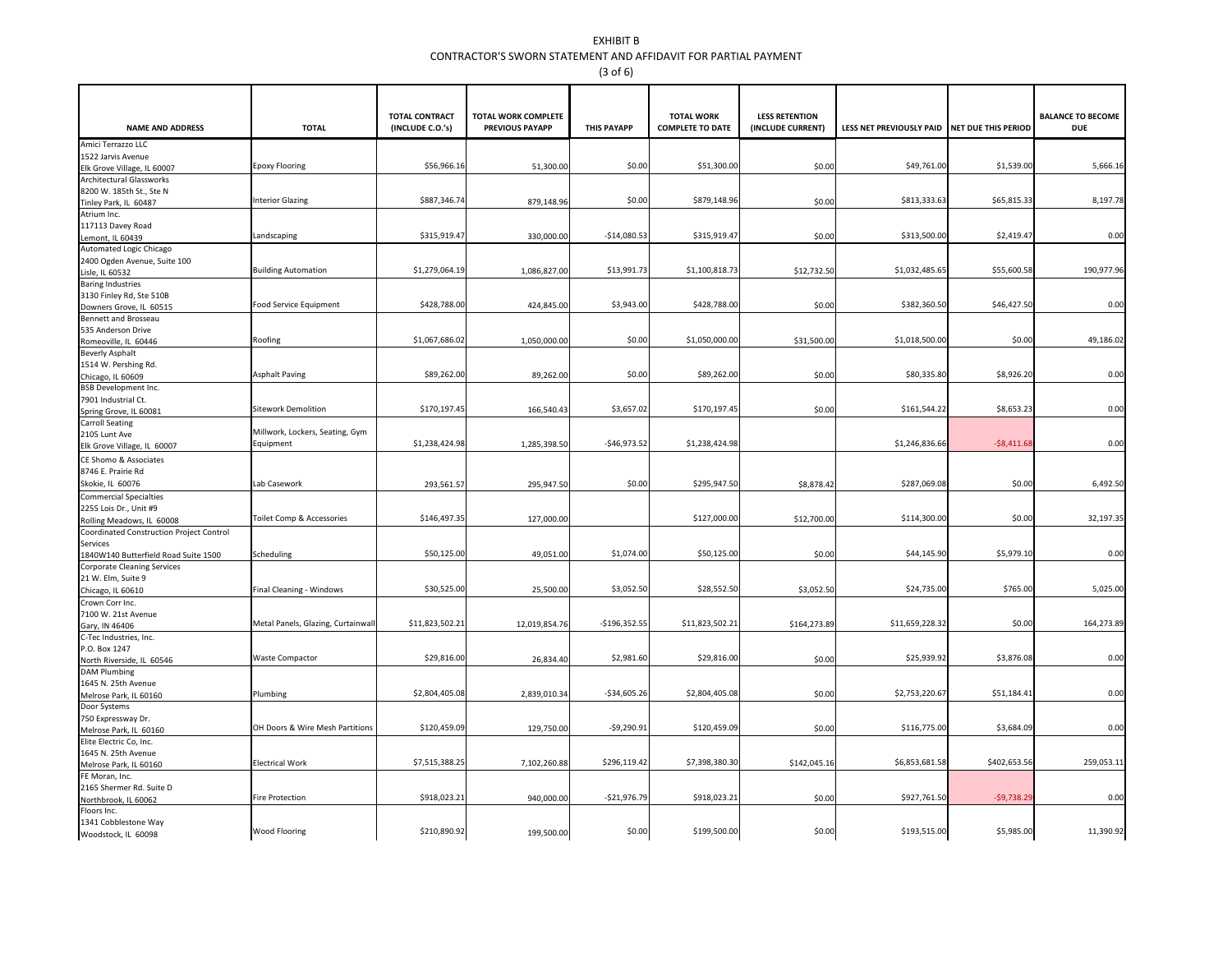EXHIBIT B

CONTRACTOR'S SWORN STATEMENT AND AFFIDAVIT FOR PARTIAL PAYMENT

(3 of 6)

| NAME AND ADDRESS | TOTAL | TOTAL CONTRACT (INCLUDE C.O.'s) | TOTAL WORK COMPLETE PREVIOUS PAYAPP | THIS PAYAPP | TOTAL WORK COMPLETE TO DATE | LESS RETENTION (INCLUDE CURRENT) | LESS NET PREVIOUSLY PAID | NET DUE THIS PERIOD | BALANCE TO BECOME DUE |
|---|---|---|---|---|---|---|---|---|---|
| Amici Terrazzo LLC<br>1522 Jarvis Avenue<br>Elk Grove Village, IL 60007 | Epoxy Flooring | $56,966.16 | 51,300.00 | $0.00 | $51,300.00 | $0.00 | $49,761.00 | $1,539.00 | 5,666.16 |
| Architectural Glassworks<br>8200 W. 185th St., Ste N<br>Tinley Park, IL 60487 | Interior Glazing | $887,346.74 | 879,148.96 | $0.00 | $879,148.96 | $0.00 | $813,333.63 | $65,815.33 | 8,197.78 |
| Atrium Inc.<br>117113 Davey Road<br>Lemont, IL 60439 | Landscaping | $315,919.47 | 330,000.00 | -$14,080.53 | $315,919.47 | $0.00 | $313,500.00 | $2,419.47 | 0.00 |
| Automated Logic Chicago<br>2400 Ogden Avenue, Suite 100<br>Lisle, IL 60532 | Building Automation | $1,279,064.19 | 1,086,827.00 | $13,991.73 | $1,100,818.73 | $12,732.50 | $1,032,485.65 | $55,600.58 | 190,977.96 |
| Baring Industries<br>3130 Finley Rd, Ste 510B<br>Downers Grove, IL 60515 | Food Service Equipment | $428,788.00 | 424,845.00 | $3,943.00 | $428,788.00 | $0.00 | $382,360.50 | $46,427.50 | 0.00 |
| Bennett and Brosseau<br>535 Anderson Drive<br>Romeoville, IL 60446 | Roofing | $1,067,686.02 | 1,050,000.00 | $0.00 | $1,050,000.00 | $31,500.00 | $1,018,500.00 | $0.00 | 49,186.02 |
| Beverly Asphalt<br>1514 W. Pershing Rd.<br>Chicago, IL 60609 | Asphalt Paving | $89,262.00 | 89,262.00 | $0.00 | $89,262.00 | $0.00 | $80,335.80 | $8,926.20 | 0.00 |
| BSB Development Inc.<br>7901 Industrial Ct.<br>Spring Grove, IL 60081 | Sitework Demolition | $170,197.45 | 166,540.43 | $3,657.02 | $170,197.45 | $0.00 | $161,544.22 | $8,653.23 | 0.00 |
| Carroll Seating<br>2105 Lunt Ave<br>Elk Grove Village, IL 60007 | Millwork, Lockers, Seating, Gym Equipment | $1,238,424.98 | 1,285,398.50 | -$46,973.52 | $1,238,424.98 | | $1,246,836.66 | -$8,411.68 | 0.00 |
| CE Shomo & Associates<br>8746 E. Prairie Rd<br>Skokie, IL 60076 | Lab Casework | 293,561.57 | 295,947.50 | $0.00 | $295,947.50 | $8,878.42 | $287,069.08 | $0.00 | 6,492.50 |
| Commercial Specialties<br>2255 Lois Dr., Unit #9<br>Rolling Meadows, IL 60008 | Toilet Comp & Accessories | $146,497.35 | 127,000.00 | | $127,000.00 | $12,700.00 | $114,300.00 | $0.00 | 32,197.35 |
| Coordinated Construction Project Control Services<br>1840W140 Butterfield Road Suite 1500 | Scheduling | $50,125.00 | 49,051.00 | $1,074.00 | $50,125.00 | $0.00 | $44,145.90 | $5,979.10 | 0.00 |
| Corporate Cleaning Services<br>21 W. Elm, Suite 9<br>Chicago, IL 60610 | Final Cleaning - Windows | $30,525.00 | 25,500.00 | $3,052.50 | $28,552.50 | $3,052.50 | $24,735.00 | $765.00 | 5,025.00 |
| Crown Corr Inc.<br>7100 W. 21st Avenue<br>Gary, IN 46406 | Metal Panels, Glazing, Curtainwall | $11,823,502.21 | 12,019,854.76 | -$196,352.55 | $11,823,502.21 | $164,273.89 | $11,659,228.32 | $0.00 | 164,273.89 |
| C-Tec Industries, Inc.<br>P.O. Box 1247<br>North Riverside, IL 60546 | Waste Compactor | $29,816.00 | 26,834.40 | $2,981.60 | $29,816.00 | $0.00 | $25,939.92 | $3,876.08 | 0.00 |
| DAM Plumbing<br>1645 N. 25th Avenue<br>Melrose Park, IL 60160 | Plumbing | $2,804,405.08 | 2,839,010.34 | -$34,605.26 | $2,804,405.08 | $0.00 | $2,753,220.67 | $51,184.41 | 0.00 |
| Door Systems<br>750 Expressway Dr.<br>Melrose Park, IL 60160 | OH Doors & Wire Mesh Partitions | $120,459.09 | 129,750.00 | -$9,290.91 | $120,459.09 | $0.00 | $116,775.00 | $3,684.09 | 0.00 |
| Elite Electric Co, Inc.<br>1645 N. 25th Avenue<br>Melrose Park, IL 60160 | Electrical Work | $7,515,388.25 | 7,102,260.88 | $296,119.42 | $7,398,380.30 | $142,045.16 | $6,853,681.58 | $402,653.56 | 259,053.11 |
| FE Moran, Inc.<br>2165 Shermer Rd. Suite D<br>Northbrook, IL 60062 | Fire Protection | $918,023.21 | 940,000.00 | -$21,976.79 | $918,023.21 | $0.00 | $927,761.50 | -$9,738.29 | 0.00 |
| Floors Inc.<br>1341 Cobblestone Way<br>Woodstock, IL 60098 | Wood Flooring | $210,890.92 | 199,500.00 | $0.00 | $199,500.00 | $0.00 | $193,515.00 | $5,985.00 | 11,390.92 |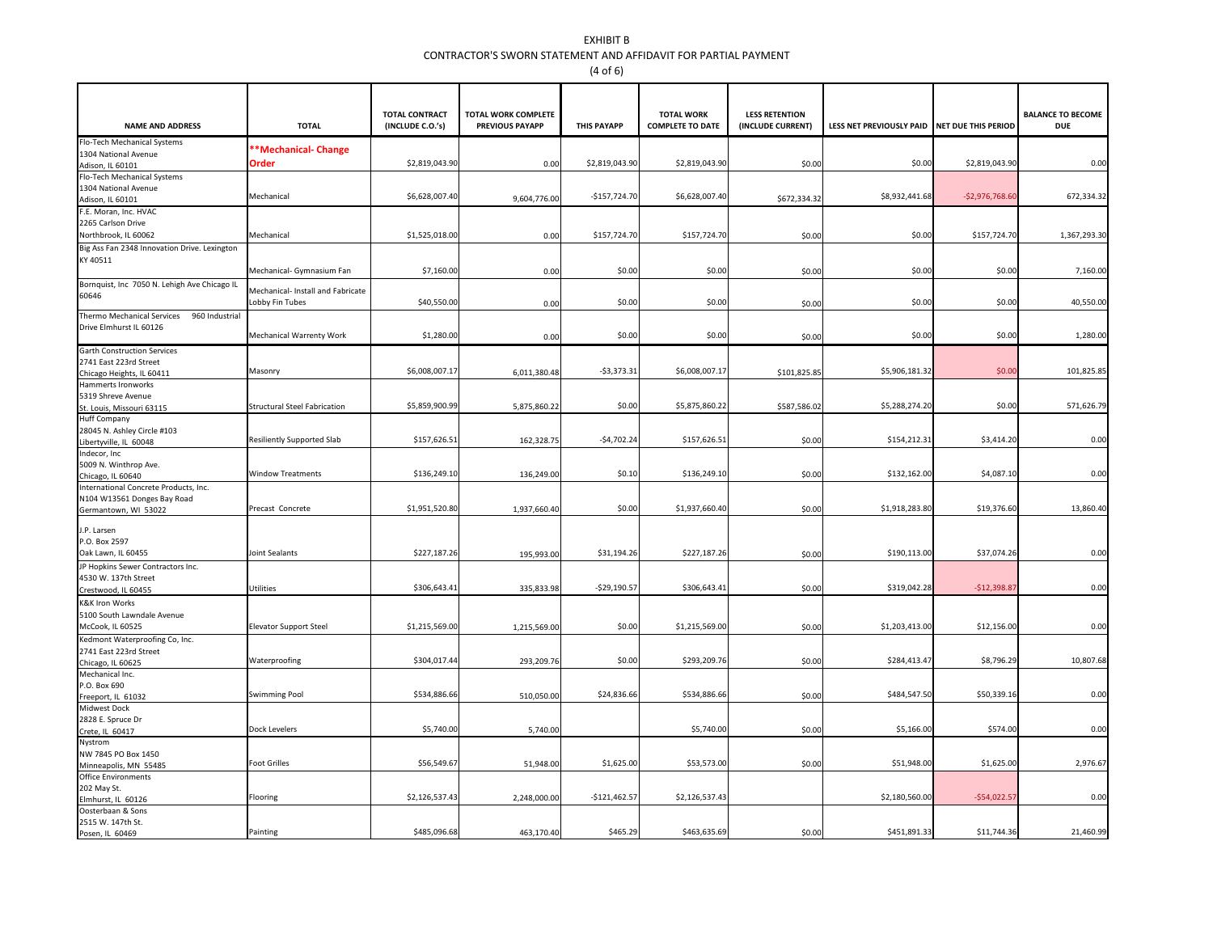EXHIBIT B
CONTRACTOR'S SWORN STATEMENT AND AFFIDAVIT FOR PARTIAL PAYMENT
(4 of 6)

| NAME AND ADDRESS | TOTAL | TOTAL CONTRACT (INCLUDE C.O.'s) | TOTAL WORK COMPLETE PREVIOUS PAYAPP | THIS PAYAPP | TOTAL WORK COMPLETE TO DATE | LESS RETENTION (INCLUDE CURRENT) | LESS NET PREVIOUSLY PAID | NET DUE THIS PERIOD | BALANCE TO BECOME DUE |
|---|---|---|---|---|---|---|---|---|---|
| Flo-Tech Mechanical Systems 1304 National Avenue Adison, IL 60101 | **Mechanical- Change Order | $2,819,043.90 | 0.00 | $2,819,043.90 | $2,819,043.90 | $0.00 | $0.00 | $2,819,043.90 | 0.00 |
| Flo-Tech Mechanical Systems 1304 National Avenue Adison, IL 60101 | Mechanical | $6,628,007.40 | 9,604,776.00 | -$157,724.70 | $6,628,007.40 | $672,334.32 | $8,932,441.68 | -$2,976,768.60 | 672,334.32 |
| F.E. Moran, Inc. HVAC 2265 Carlson Drive Northbrook, IL 60062 | Mechanical | $1,525,018.00 | 0.00 | $157,724.70 | $157,724.70 | $0.00 | $0.00 | $157,724.70 | 1,367,293.30 |
| Big Ass Fan 2348 Innovation Drive. Lexington KY 40511 | Mechanical- Gymnasium Fan | $7,160.00 | 0.00 | $0.00 | $0.00 | $0.00 | $0.00 | $0.00 | 7,160.00 |
| Bornquist, Inc 7050 N. Lehigh Ave Chicago IL 60646 | Mechanical- Install and Fabricate Lobby Fin Tubes | $40,550.00 | 0.00 | $0.00 | $0.00 | $0.00 | $0.00 | $0.00 | 40,550.00 |
| Thermo Mechanical Services 960 Industrial Drive Elmhurst IL 60126 | Mechanical Warrenty Work | $1,280.00 | 0.00 | $0.00 | $0.00 | $0.00 | $0.00 | $0.00 | 1,280.00 |
| Garth Construction Services 2741 East 223rd Street Chicago Heights, IL 60411 | Masonry | $6,008,007.17 | 6,011,380.48 | -$3,373.31 | $6,008,007.17 | $101,825.85 | $5,906,181.32 | $0.00 | 101,825.85 |
| Hammerts Ironworks 5319 Shreve Avenue St. Louis, Missouri 63115 | Structural Steel Fabrication | $5,859,900.99 | 5,875,860.22 | $0.00 | $5,875,860.22 | $587,586.02 | $5,288,274.20 | $0.00 | 571,626.79 |
| Huff Company 28045 N. Ashley Circle #103 Libertyville, IL 60048 | Resiliently Supported Slab | $157,626.51 | 162,328.75 | -$4,702.24 | $157,626.51 | $0.00 | $154,212.31 | $3,414.20 | 0.00 |
| Indecor, Inc 5009 N. Winthrop Ave. Chicago, IL 60640 | Window Treatments | $136,249.10 | 136,249.00 | $0.10 | $136,249.10 | $0.00 | $132,162.00 | $4,087.10 | 0.00 |
| International Concrete Products, Inc. N104 W13561 Donges Bay Road Germantown, WI 53022 | Precast Concrete | $1,951,520.80 | 1,937,660.40 | $0.00 | $1,937,660.40 | $0.00 | $1,918,283.80 | $19,376.60 | 13,860.40 |
| J.P. Larsen P.O. Box 2597 Oak Lawn, IL 60455 | Joint Sealants | $227,187.26 | 195,993.00 | $31,194.26 | $227,187.26 | $0.00 | $190,113.00 | $37,074.26 | 0.00 |
| JP Hopkins Sewer Contractors Inc. 4530 W. 137th Street Crestwood, IL 60455 | Utilities | $306,643.41 | 335,833.98 | -$29,190.57 | $306,643.41 | $0.00 | $319,042.28 | -$12,398.87 | 0.00 |
| K&K Iron Works 5100 South Lawndale Avenue McCook, IL 60525 | Elevator Support Steel | $1,215,569.00 | 1,215,569.00 | $0.00 | $1,215,569.00 | $0.00 | $1,203,413.00 | $12,156.00 | 0.00 |
| Kedmont Waterproofing Co, Inc. 2741 East 223rd Street Chicago, IL 60625 | Waterproofing | $304,017.44 | 293,209.76 | $0.00 | $293,209.76 | $0.00 | $284,413.47 | $8,796.29 | 10,807.68 |
| Mechanical Inc. P.O. Box 690 Freeport, IL 61032 | Swimming Pool | $534,886.66 | 510,050.00 | $24,836.66 | $534,886.66 | $0.00 | $484,547.50 | $50,339.16 | 0.00 |
| Midwest Dock 2828 E. Spruce Dr Crete, IL 60417 | Dock Levelers | $5,740.00 | 5,740.00 | | $5,740.00 | $0.00 | $5,166.00 | $574.00 | 0.00 |
| Nystrom NW 7845 PO Box 1450 Minneapolis, MN 55485 | Foot Grilles | $56,549.67 | 51,948.00 | $1,625.00 | $53,573.00 | $0.00 | $51,948.00 | $1,625.00 | 2,976.67 |
| Office Environments 202 May St. Elmhurst, IL 60126 | Flooring | $2,126,537.43 | 2,248,000.00 | -$121,462.57 | $2,126,537.43 | | $2,180,560.00 | -$54,022.57 | 0.00 |
| Oosterbaan & Sons 2515 W. 147th St. Posen, IL 60469 | Painting | $485,096.68 | 463,170.40 | $465.29 | $463,635.69 | $0.00 | $451,891.33 | $11,744.36 | 21,460.99 |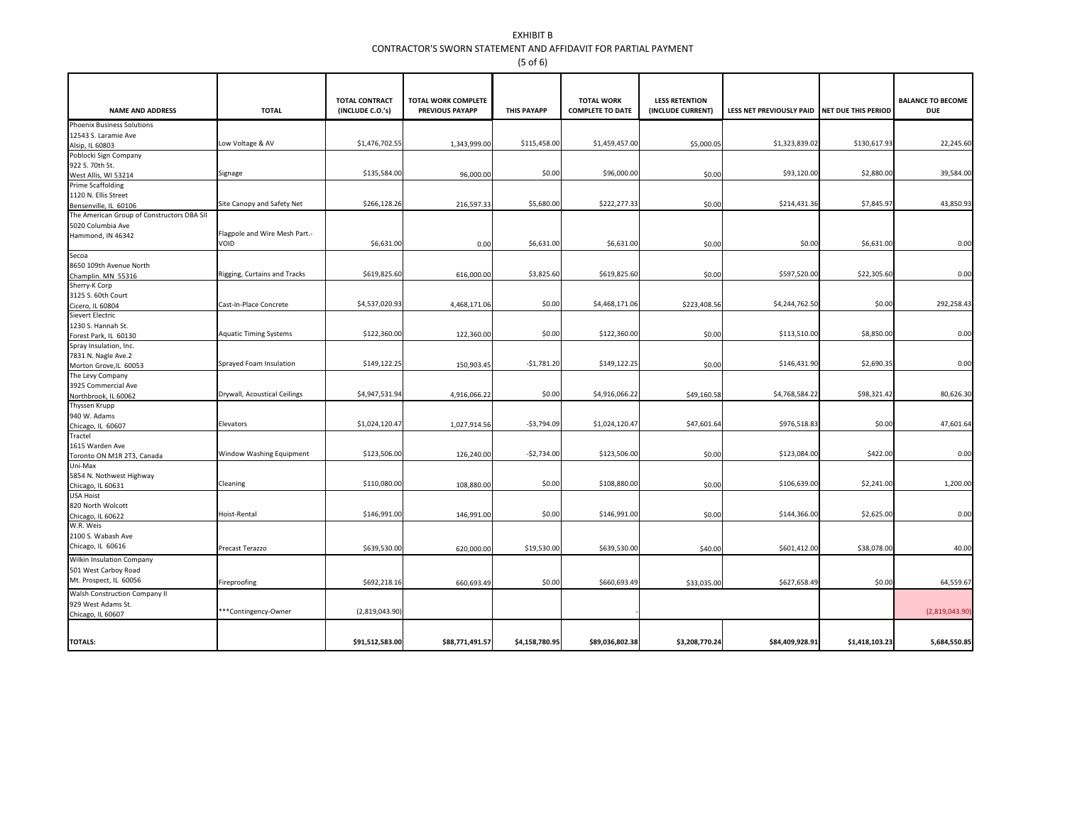EXHIBIT B

CONTRACTOR'S SWORN STATEMENT AND AFFIDAVIT FOR PARTIAL PAYMENT

(5 of 6)

| NAME AND ADDRESS | TOTAL | TOTAL CONTRACT (INCLUDE C.O.'s) | TOTAL WORK COMPLETE PREVIOUS PAYAPP | THIS PAYAPP | TOTAL WORK COMPLETE TO DATE | LESS RETENTION (INCLUDE CURRENT) | LESS NET PREVIOUSLY PAID | NET DUE THIS PERIOD | BALANCE TO BECOME DUE |
|---|---|---|---|---|---|---|---|---|---|
| Phoenix Business Solutions<br>12543 S. Laramie Ave<br>Alsip, IL 60803 | Low Voltage & AV | $1,476,702.55 | 1,343,999.00 | $115,458.00 | $1,459,457.00 | $5,000.05 | $1,323,839.02 | $130,617.93 | 22,245.60 |
| Poblocki Sign Company<br>922 S. 70th St.<br>West Allis, WI 53214 | Signage | $135,584.00 | 96,000.00 | $0.00 | $96,000.00 | $0.00 | $93,120.00 | $2,880.00 | 39,584.00 |
| Prime Scaffolding<br>1120 N. Ellis Street<br>Bensenville, IL 60106 | Site Canopy and Safety Net | $266,128.26 | 216,597.33 | $5,680.00 | $222,277.33 | $0.00 | $214,431.36 | $7,845.97 | 43,850.93 |
| The American Group of Constructors DBA SII<br>5020 Columbia Ave<br>Hammond, IN 46342 | Flagpole and Wire Mesh Part.-VOID | $6,631.00 | 0.00 | $6,631.00 | $6,631.00 | $0.00 | $0.00 | $6,631.00 | 0.00 |
| Secoa<br>8650 109th Avenue North<br>Champlin. MN 55316 | Rigging, Curtains and Tracks | $619,825.60 | 616,000.00 | $3,825.60 | $619,825.60 | $0.00 | $597,520.00 | $22,305.60 | 0.00 |
| Sherry-K Corp<br>3125 S. 60th Court<br>Cicero, IL 60804 | Cast-In-Place Concrete | $4,537,020.93 | 4,468,171.06 | $0.00 | $4,468,171.06 | $223,408.56 | $4,244,762.50 | $0.00 | 292,258.43 |
| Sievert Electric<br>1230 S. Hannah St.<br>Forest Park, IL 60130 | Aquatic Timing Systems | $122,360.00 | 122,360.00 | $0.00 | $122,360.00 | $0.00 | $113,510.00 | $8,850.00 | 0.00 |
| Spray Insulation, Inc.<br>7831 N. Nagle Ave.2<br>Morton Grove,IL 60053 | Sprayed Foam Insulation | $149,122.25 | 150,903.45 | -$1,781.20 | $149,122.25 | $0.00 | $146,431.90 | $2,690.35 | 0.00 |
| The Levy Company<br>3925 Commercial Ave<br>Northbrook, IL 60062 | Drywall, Acoustical Ceilings | $4,947,531.94 | 4,916,066.22 | $0.00 | $4,916,066.22 | $49,160.58 | $4,768,584.22 | $98,321.42 | 80,626.30 |
| Thyssen Krupp<br>940 W. Adams<br>Chicago, IL 60607 | Elevators | $1,024,120.47 | 1,027,914.56 | -$3,794.09 | $1,024,120.47 | $47,601.64 | $976,518.83 | $0.00 | 47,601.64 |
| Tractel<br>1615 Warden Ave<br>Toronto ON M1R 2T3, Canada | Window Washing Equipment | $123,506.00 | 126,240.00 | -$2,734.00 | $123,506.00 | $0.00 | $123,084.00 | $422.00 | 0.00 |
| Uni-Max<br>5854 N. Nothwest Highway<br>Chicago, IL 60631 | Cleaning | $110,080.00 | 108,880.00 | $0.00 | $108,880.00 | $0.00 | $106,639.00 | $2,241.00 | 1,200.00 |
| USA Hoist<br>820 North Wolcott<br>Chicago, IL 60622 | Hoist-Rental | $146,991.00 | 146,991.00 | $0.00 | $146,991.00 | $0.00 | $144,366.00 | $2,625.00 | 0.00 |
| W.R. Weis<br>2100 S. Wabash Ave<br>Chicago, IL 60616 | Precast Terazzo | $639,530.00 | 620,000.00 | $19,530.00 | $639,530.00 | $40.00 | $601,412.00 | $38,078.00 | 40.00 |
| Wilkin Insulation Company<br>501 West Carboy Road<br>Mt. Prospect, IL 60056 | Fireproofing | $692,218.16 | 660,693.49 | $0.00 | $660,693.49 | $33,035.00 | $627,658.49 | $0.00 | 64,559.67 |
| Walsh Construction Company II<br>929 West Adams St.<br>Chicago, IL 60607 | ***Contingency-Owner | (2,819,043.90) | | | - | | | | (2,819,043.90) |
| TOTALS: | | $91,512,583.00 | $88,771,491.57 | $4,158,780.95 | $89,036,802.38 | $3,208,770.24 | $84,409,928.91 | $1,418,103.23 | 5,684,550.85 |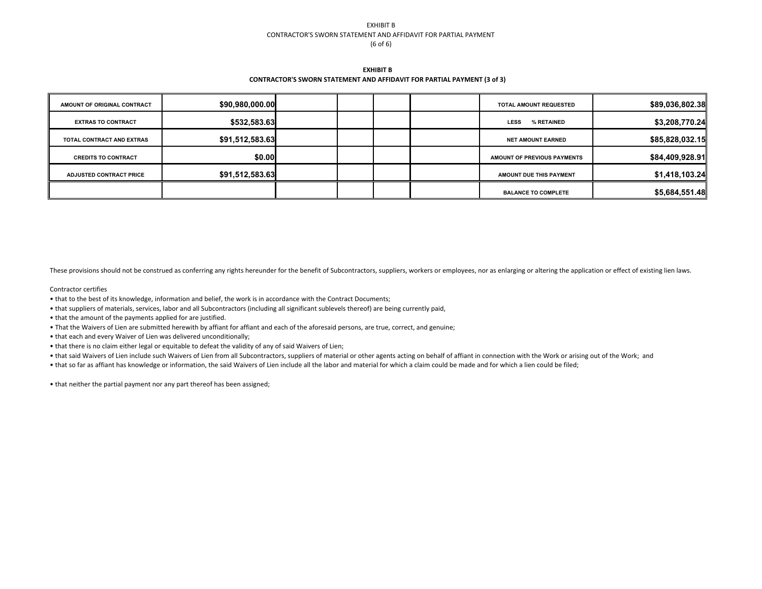EXHIBIT B
CONTRACTOR'S SWORN STATEMENT AND AFFIDAVIT FOR PARTIAL PAYMENT
(6 of 6)

**EXHIBIT B**
**CONTRACTOR'S SWORN STATEMENT AND AFFIDAVIT FOR PARTIAL PAYMENT (3 of 3)**

| | | | | | | | |
|---|---|---|---|---|---|---|---|
| AMOUNT OF ORIGINAL CONTRACT | $90,980,000.00 | | | | | TOTAL AMOUNT REQUESTED | $89,036,802.38 |
| EXTRAS TO CONTRACT | $532,583.63 | | | | | LESS % RETAINED | $3,208,770.24 |
| TOTAL CONTRACT AND EXTRAS | $91,512,583.63 | | | | | NET AMOUNT EARNED | $85,828,032.15 |
| CREDITS TO CONTRACT | $0.00 | | | | | AMOUNT OF PREVIOUS PAYMENTS | $84,409,928.91 |
| ADJUSTED CONTRACT PRICE | $91,512,583.63 | | | | | AMOUNT DUE THIS PAYMENT | $1,418,103.24 |
| | | | | | | BALANCE TO COMPLETE | $5,684,551.48 |

These provisions should not be construed as conferring any rights hereunder for the benefit of Subcontractors, suppliers, workers or employees, nor as enlarging or altering the application or effect of existing lien laws.

Contractor certifies

- that to the best of its knowledge, information and belief, the work is in accordance with the Contract Documents;
- that suppliers of materials, services, labor and all Subcontractors (including all significant sublevels thereof) are being currently paid,
- that the amount of the payments applied for are justified.
- That the Waivers of Lien are submitted herewith by affiant for affiant and each of the aforesaid persons, are true, correct, and genuine;
- that each and every Waiver of Lien was delivered unconditionally;
- that there is no claim either legal or equitable to defeat the validity of any of said Waivers of Lien;
- that said Waivers of Lien include such Waivers of Lien from all Subcontractors, suppliers of material or other agents acting on behalf of affiant in connection with the Work or arising out of the Work; and
- that so far as affiant has knowledge or information, the said Waivers of Lien include all the labor and material for which a claim could be made and for which a lien could be filed;

- that neither the partial payment nor any part thereof has been assigned;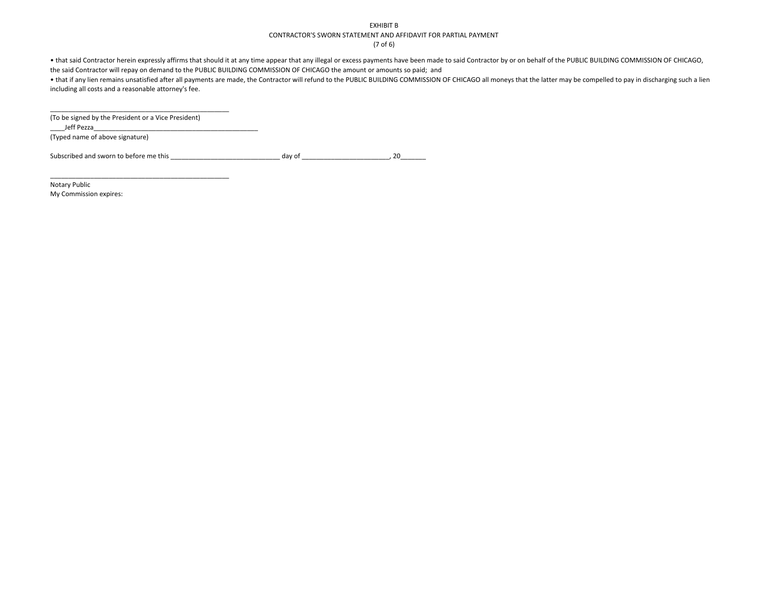EXHIBIT B

CONTRACTOR'S SWORN STATEMENT AND AFFIDAVIT FOR PARTIAL PAYMENT

(7 of 6)

• that said Contractor herein expressly affirms that should it at any time appear that any illegal or excess payments have been made to said Contractor by or on behalf of the PUBLIC BUILDING COMMISSION OF CHICAGO, the said Contractor will repay on demand to the PUBLIC BUILDING COMMISSION OF CHICAGO the amount or amounts so paid; and

• that if any lien remains unsatisfied after all payments are made, the Contractor will refund to the PUBLIC BUILDING COMMISSION OF CHICAGO all moneys that the latter may be compelled to pay in discharging such a lien including all costs and a reasonable attorney's fee.

_________________________________________________

(To be signed by the President or a Vice President)

____Jeff Pezza_____________________________________________

(Typed name of above signature)

Subscribed and sworn to before me this ______________________________ day of ________________________, 20_______

_________________________________________________

Notary Public

My Commission expires: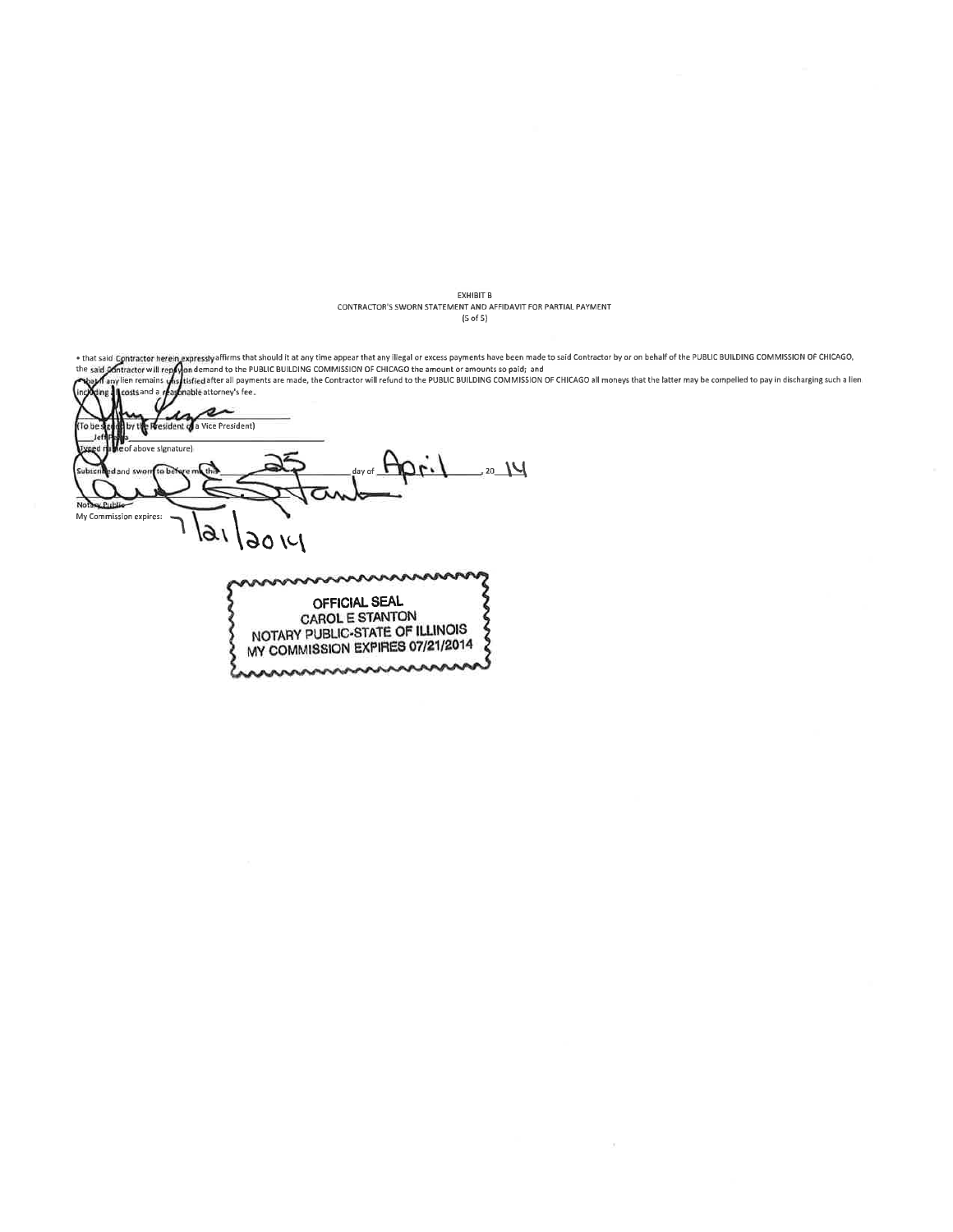EXHIBIT B
CONTRACTOR'S SWORN STATEMENT AND AFFIDAVIT FOR PARTIAL PAYMENT
(5 of 5)

• that said Contractor herein expressly affirms that should it at any time appear that any illegal or excess payments have been made to said Contractor by or on behalf of the PUBLIC BUILDING COMMISSION OF CHICAGO, the said Contractor will repay on demand to the PUBLIC BUILDING COMMISSION OF CHICAGO the amount or amounts so paid; and
• that if any lien remains unsatisfied after all payments are made, the Contractor will refund to the PUBLIC BUILDING COMMISSION OF CHICAGO all moneys that the latter may be compelled to pay in discharging such a lien including all costs and a reasonable attorney's fee.

(To be signed by the President or a Vice President)

Jeff Pe...
(Typed name of above signature)

Subscribed and sworn to before me this 25 day of April, 20 14

Notary Public
My Commission expires: 7/21/2014

OFFICIAL SEAL
CAROL E STANTON
NOTARY PUBLIC-STATE OF ILLINOIS
MY COMMISSION EXPIRES 07/21/2014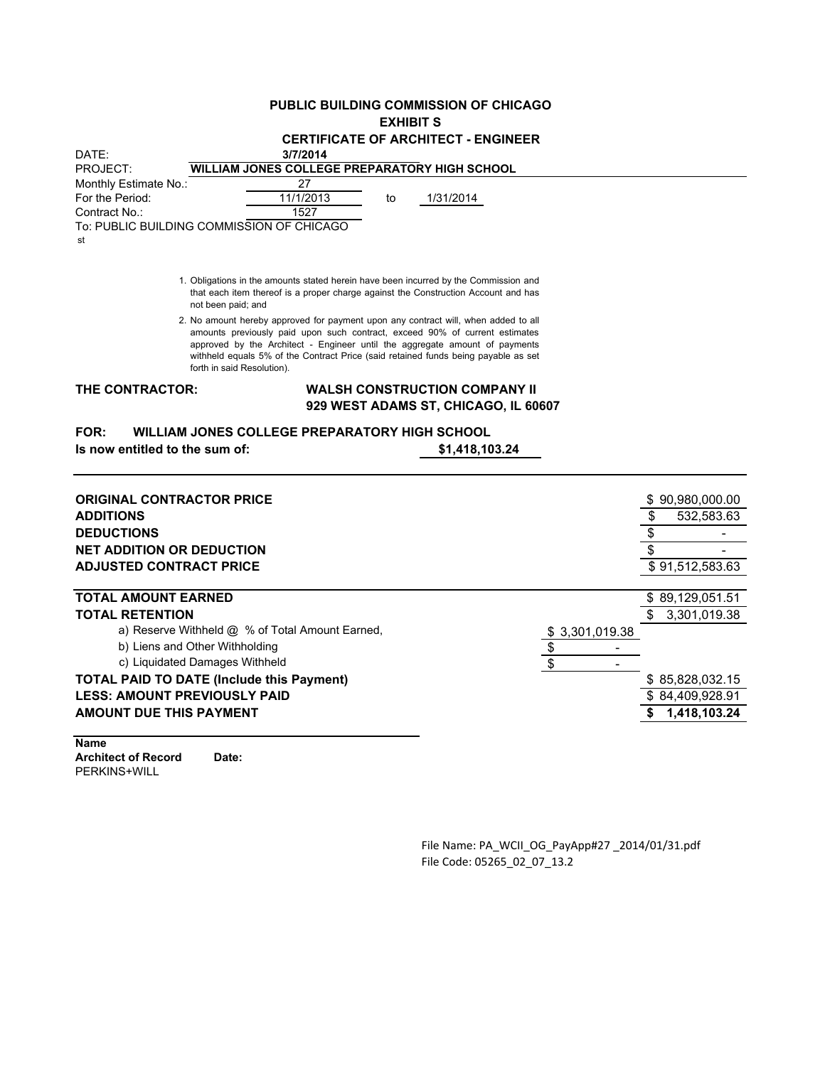# PUBLIC BUILDING COMMISSION OF CHICAGO

## EXHIBIT S

## CERTIFICATE OF ARCHITECT - ENGINEER

DATE: **3/7/2014**

PROJECT: **WILLIAM JONES COLLEGE PREPARATORY HIGH SCHOOL**

Monthly Estimate No.: 27

For the Period: 11/1/2013 to 1/31/2014

Contract No.: 1527

To: PUBLIC BUILDING COMMISSION OF CHICAGO

st

1. Obligations in the amounts stated herein have been incurred by the Commission and that each item thereof is a proper charge against the Construction Account and has not been paid; and
2. No amount hereby approved for payment upon any contract will, when added to all amounts previously paid upon such contract, exceed 90% of current estimates approved by the Architect - Engineer until the aggregate amount of payments withheld equals 5% of the Contract Price (said retained funds being payable as set forth in said Resolution).

**THE CONTRACTOR:** **WALSH CONSTRUCTION COMPANY II**
**929 WEST ADAMS ST, CHICAGO, IL 60607**

**FOR: WILLIAM JONES COLLEGE PREPARATORY HIGH SCHOOL**

**Is now entitled to the sum of: $1,418,103.24**

| | | |
|---|---|---|
| **ORIGINAL CONTRACTOR PRICE** | | $ 90,980,000.00 |
| **ADDITIONS** | | $ 532,583.63 |
| **DEDUCTIONS** | | $ - |
| **NET ADDITION OR DEDUCTION** | | $ - |
| **ADJUSTED CONTRACT PRICE** | | $ 91,512,583.63 |
| **TOTAL AMOUNT EARNED** | | $ 89,129,051.51 |
| **TOTAL RETENTION** | | $ 3,301,019.38 |
| a) Reserve Withheld @ % of Total Amount Earned, | $ 3,301,019.38 | |
| b) Liens and Other Withholding | $ - | |
| c) Liquidated Damages Withheld | $ - | |
| **TOTAL PAID TO DATE (Include this Payment)** | | $ 85,828,032.15 |
| **LESS: AMOUNT PREVIOUSLY PAID** | | $ 84,409,928.91 |
| **AMOUNT DUE THIS PAYMENT** | | **$ 1,418,103.24** |

**Name**
**Architect of Record** **Date:**
PERKINS+WILL

File Name: PA_WCII_OG_PayApp#27 _2014/01/31.pdf
File Code: 05265_02_07_13.2